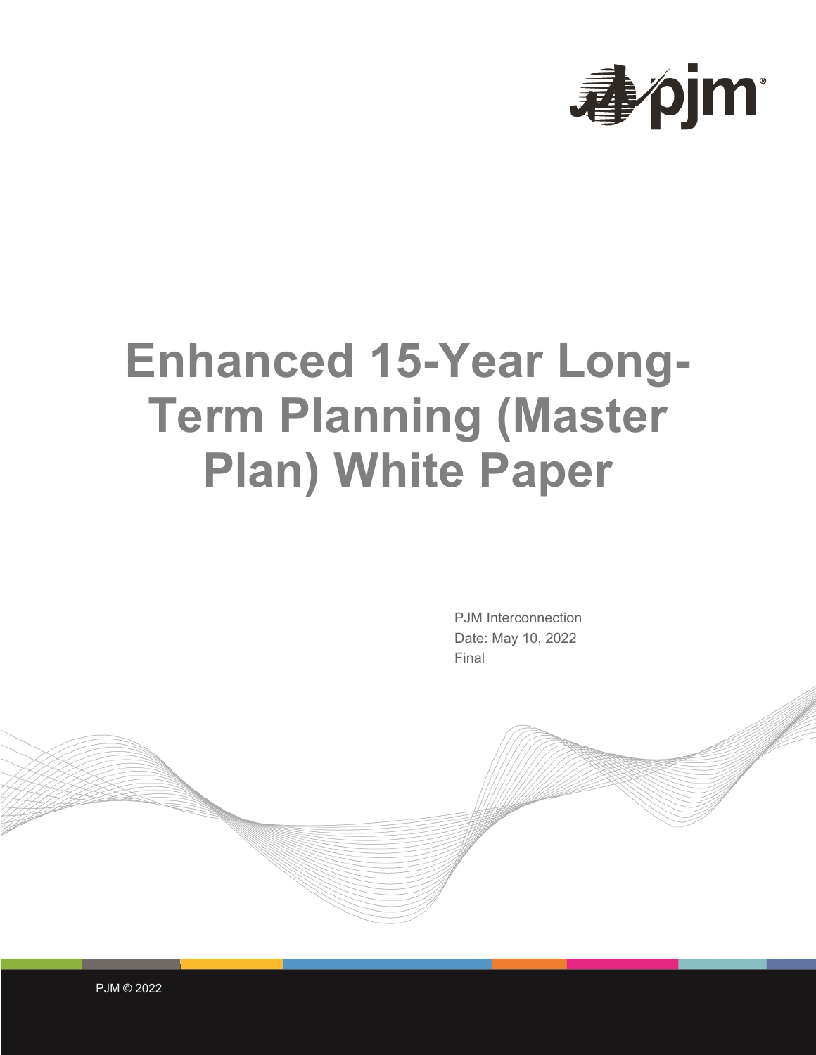# Enhanced 15-Year Long-Term Planning (Master Plan) White Paper

PJM Interconnection
Date: May 10, 2022
Final

PJM © 2022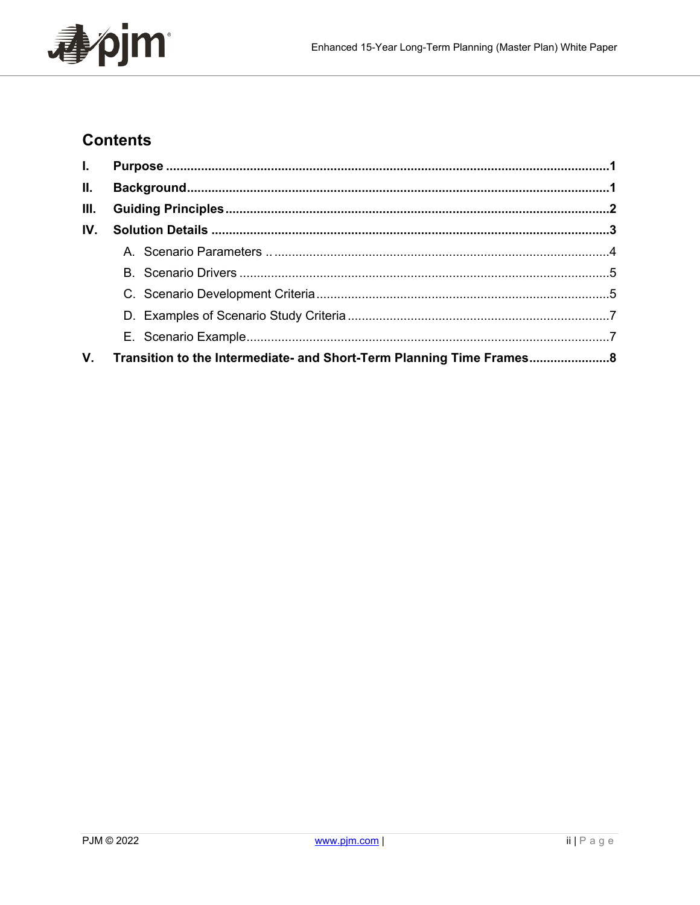## Contents

**I. Purpose** .......... **1**

**II. Background** .......... **1**

**III. Guiding Principles** .......... **2**

**IV. Solution Details** .......... **3**

- A. Scenario Parameters .......... 4
- B. Scenario Drivers .......... 5
- C. Scenario Development Criteria .......... 5
- D. Examples of Scenario Study Criteria .......... 7
- E. Scenario Example .......... 7

**V. Transition to the Intermediate- and Short-Term Planning Time Frames** .......... **8**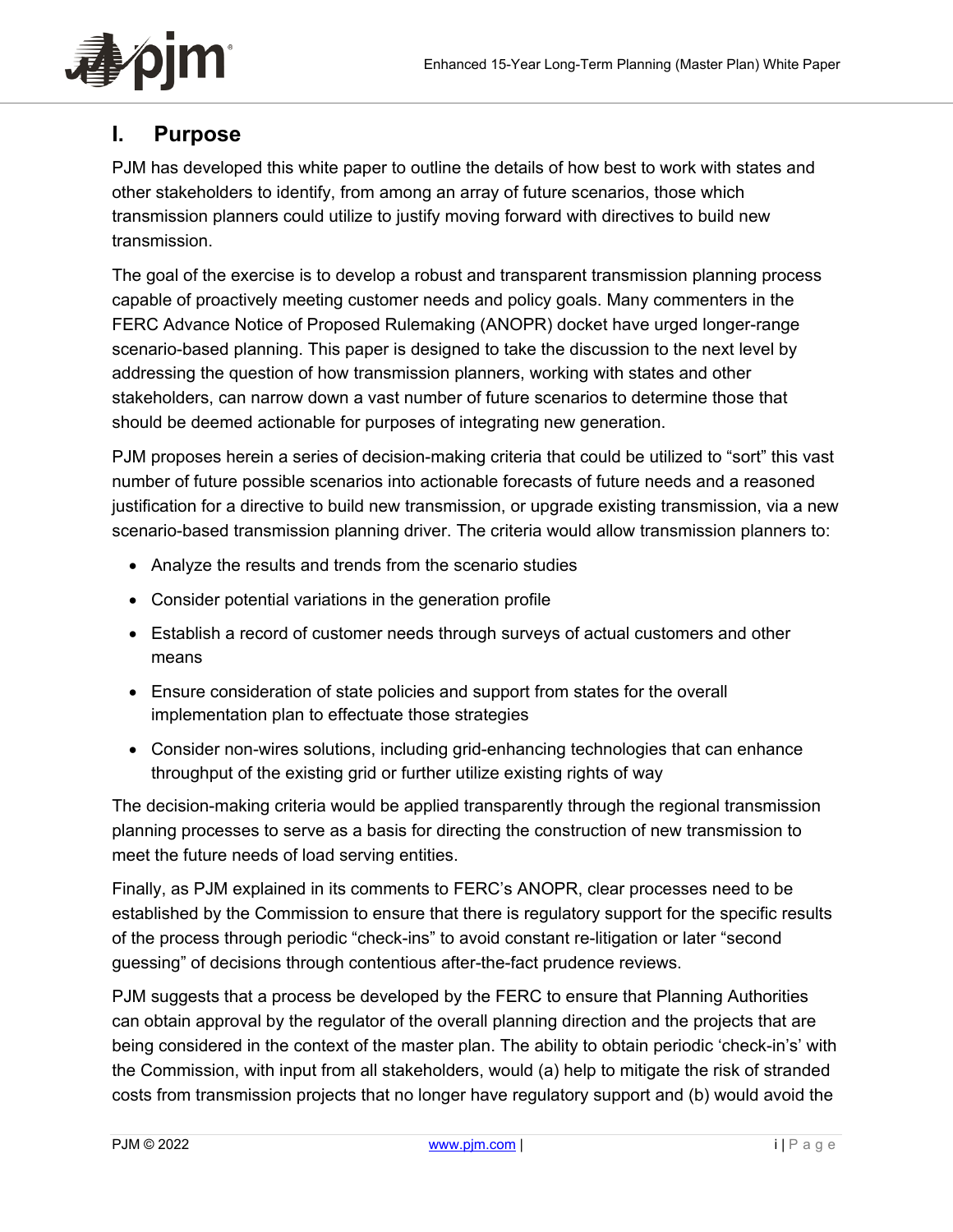## I. Purpose

PJM has developed this white paper to outline the details of how best to work with states and other stakeholders to identify, from among an array of future scenarios, those which transmission planners could utilize to justify moving forward with directives to build new transmission.

The goal of the exercise is to develop a robust and transparent transmission planning process capable of proactively meeting customer needs and policy goals. Many commenters in the FERC Advance Notice of Proposed Rulemaking (ANOPR) docket have urged longer-range scenario-based planning. This paper is designed to take the discussion to the next level by addressing the question of how transmission planners, working with states and other stakeholders, can narrow down a vast number of future scenarios to determine those that should be deemed actionable for purposes of integrating new generation.

PJM proposes herein a series of decision-making criteria that could be utilized to "sort" this vast number of future possible scenarios into actionable forecasts of future needs and a reasoned justification for a directive to build new transmission, or upgrade existing transmission, via a new scenario-based transmission planning driver. The criteria would allow transmission planners to:

- Analyze the results and trends from the scenario studies
- Consider potential variations in the generation profile
- Establish a record of customer needs through surveys of actual customers and other means
- Ensure consideration of state policies and support from states for the overall implementation plan to effectuate those strategies
- Consider non-wires solutions, including grid-enhancing technologies that can enhance throughput of the existing grid or further utilize existing rights of way

The decision-making criteria would be applied transparently through the regional transmission planning processes to serve as a basis for directing the construction of new transmission to meet the future needs of load serving entities.

Finally, as PJM explained in its comments to FERC's ANOPR, clear processes need to be established by the Commission to ensure that there is regulatory support for the specific results of the process through periodic "check-ins" to avoid constant re-litigation or later "second guessing" of decisions through contentious after-the-fact prudence reviews.

PJM suggests that a process be developed by the FERC to ensure that Planning Authorities can obtain approval by the regulator of the overall planning direction and the projects that are being considered in the context of the master plan. The ability to obtain periodic 'check-in's' with the Commission, with input from all stakeholders, would (a) help to mitigate the risk of stranded costs from transmission projects that no longer have regulatory support and (b) would avoid the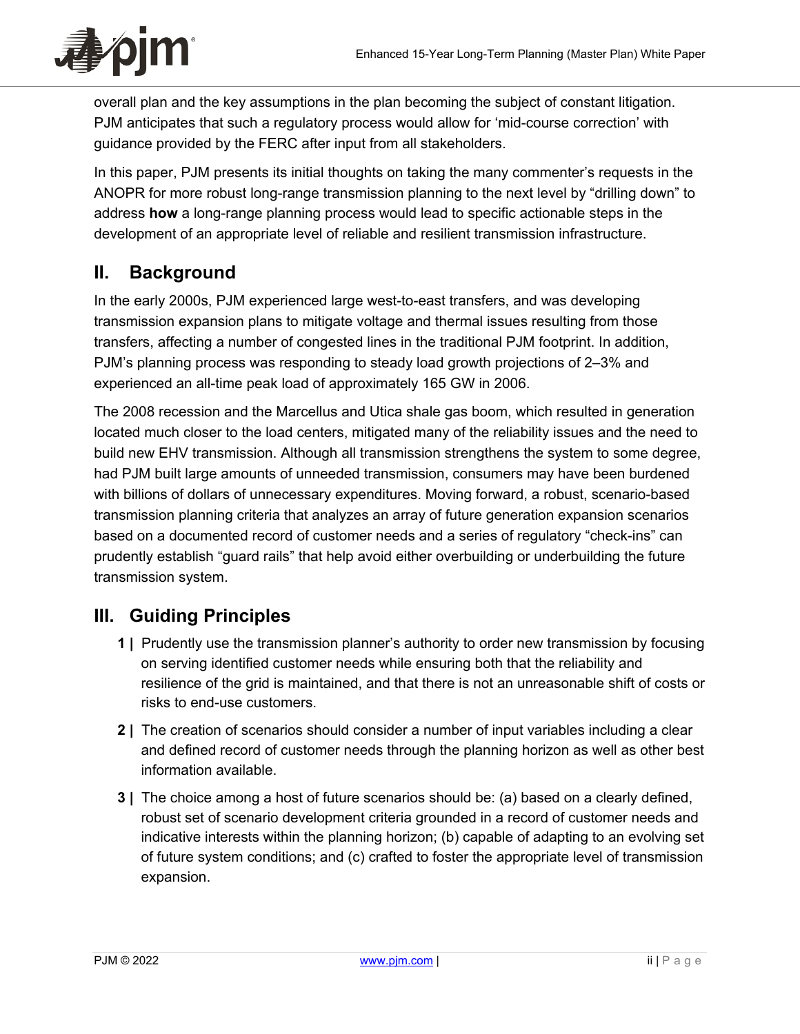overall plan and the key assumptions in the plan becoming the subject of constant litigation. PJM anticipates that such a regulatory process would allow for 'mid-course correction' with guidance provided by the FERC after input from all stakeholders.

In this paper, PJM presents its initial thoughts on taking the many commenter's requests in the ANOPR for more robust long-range transmission planning to the next level by "drilling down" to address **how** a long-range planning process would lead to specific actionable steps in the development of an appropriate level of reliable and resilient transmission infrastructure.

## II. Background

In the early 2000s, PJM experienced large west-to-east transfers, and was developing transmission expansion plans to mitigate voltage and thermal issues resulting from those transfers, affecting a number of congested lines in the traditional PJM footprint. In addition, PJM's planning process was responding to steady load growth projections of 2–3% and experienced an all-time peak load of approximately 165 GW in 2006.

The 2008 recession and the Marcellus and Utica shale gas boom, which resulted in generation located much closer to the load centers, mitigated many of the reliability issues and the need to build new EHV transmission. Although all transmission strengthens the system to some degree, had PJM built large amounts of unneeded transmission, consumers may have been burdened with billions of dollars of unnecessary expenditures. Moving forward, a robust, scenario-based transmission planning criteria that analyzes an array of future generation expansion scenarios based on a documented record of customer needs and a series of regulatory "check-ins" can prudently establish "guard rails" that help avoid either overbuilding or underbuilding the future transmission system.

## III. Guiding Principles

**1 |** Prudently use the transmission planner's authority to order new transmission by focusing on serving identified customer needs while ensuring both that the reliability and resilience of the grid is maintained, and that there is not an unreasonable shift of costs or risks to end-use customers.

**2 |** The creation of scenarios should consider a number of input variables including a clear and defined record of customer needs through the planning horizon as well as other best information available.

**3 |** The choice among a host of future scenarios should be: (a) based on a clearly defined, robust set of scenario development criteria grounded in a record of customer needs and indicative interests within the planning horizon; (b) capable of adapting to an evolving set of future system conditions; and (c) crafted to foster the appropriate level of transmission expansion.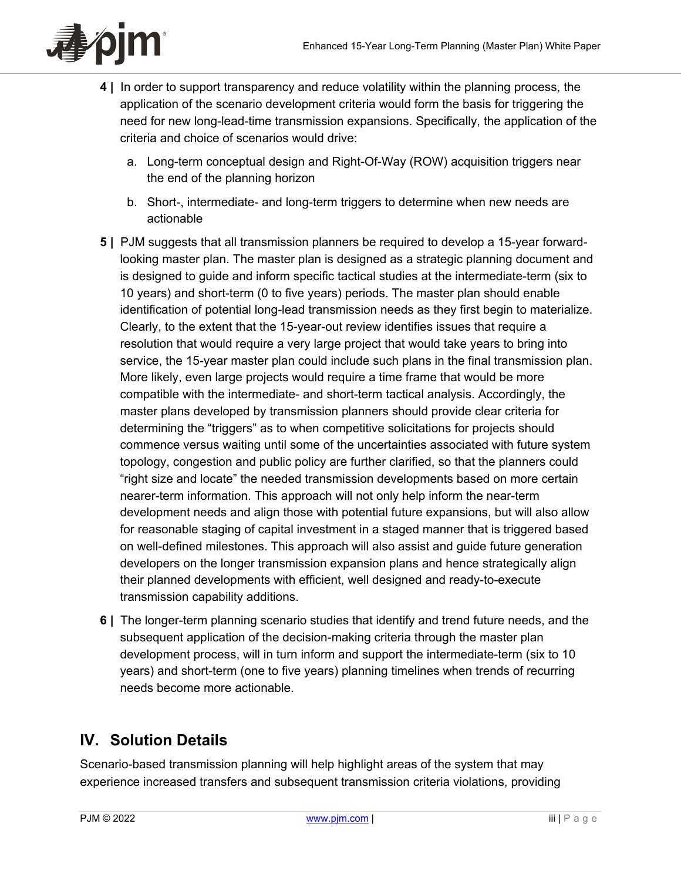**4 |** In order to support transparency and reduce volatility within the planning process, the application of the scenario development criteria would form the basis for triggering the need for new long-lead-time transmission expansions. Specifically, the application of the criteria and choice of scenarios would drive:

   a. Long-term conceptual design and Right-Of-Way (ROW) acquisition triggers near the end of the planning horizon

   b. Short-, intermediate- and long-term triggers to determine when new needs are actionable

**5 |** PJM suggests that all transmission planners be required to develop a 15-year forward-looking master plan. The master plan is designed as a strategic planning document and is designed to guide and inform specific tactical studies at the intermediate-term (six to 10 years) and short-term (0 to five years) periods. The master plan should enable identification of potential long-lead transmission needs as they first begin to materialize. Clearly, to the extent that the 15-year-out review identifies issues that require a resolution that would require a very large project that would take years to bring into service, the 15-year master plan could include such plans in the final transmission plan. More likely, even large projects would require a time frame that would be more compatible with the intermediate- and short-term tactical analysis. Accordingly, the master plans developed by transmission planners should provide clear criteria for determining the "triggers" as to when competitive solicitations for projects should commence versus waiting until some of the uncertainties associated with future system topology, congestion and public policy are further clarified, so that the planners could "right size and locate" the needed transmission developments based on more certain nearer-term information. This approach will not only help inform the near-term development needs and align those with potential future expansions, but will also allow for reasonable staging of capital investment in a staged manner that is triggered based on well-defined milestones. This approach will also assist and guide future generation developers on the longer transmission expansion plans and hence strategically align their planned developments with efficient, well designed and ready-to-execute transmission capability additions.

**6 |** The longer-term planning scenario studies that identify and trend future needs, and the subsequent application of the decision-making criteria through the master plan development process, will in turn inform and support the intermediate-term (six to 10 years) and short-term (one to five years) planning timelines when trends of recurring needs become more actionable.

## IV. Solution Details

Scenario-based transmission planning will help highlight areas of the system that may experience increased transfers and subsequent transmission criteria violations, providing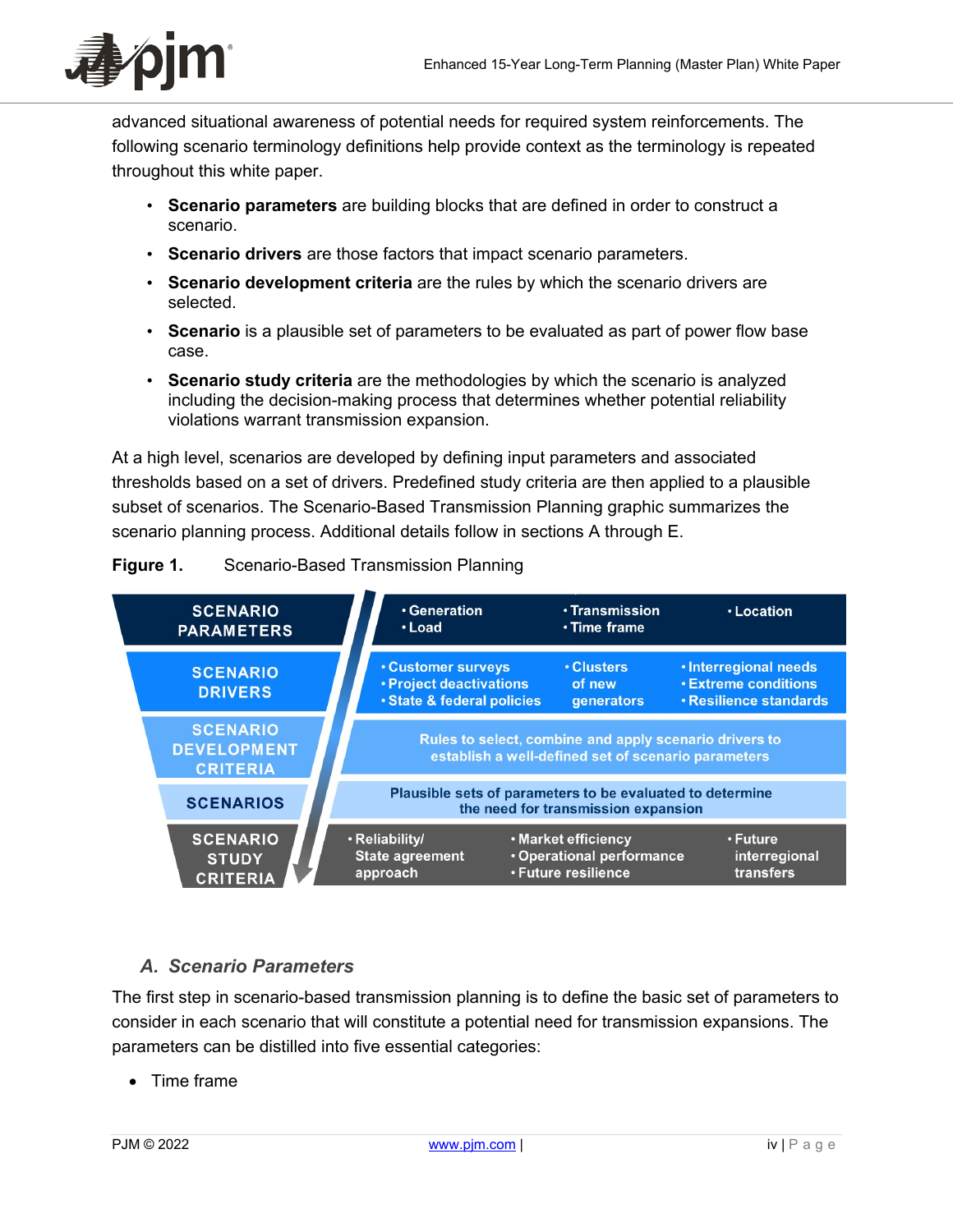advanced situational awareness of potential needs for required system reinforcements. The following scenario terminology definitions help provide context as the terminology is repeated throughout this white paper.

- **Scenario parameters** are building blocks that are defined in order to construct a scenario.
- **Scenario drivers** are those factors that impact scenario parameters.
- **Scenario development criteria** are the rules by which the scenario drivers are selected.
- **Scenario** is a plausible set of parameters to be evaluated as part of power flow base case.
- **Scenario study criteria** are the methodologies by which the scenario is analyzed including the decision-making process that determines whether potential reliability violations warrant transmission expansion.

At a high level, scenarios are developed by defining input parameters and associated thresholds based on a set of drivers. Predefined study criteria are then applied to a plausible subset of scenarios. The Scenario-Based Transmission Planning graphic summarizes the scenario planning process. Additional details follow in sections A through E.

**Figure 1.** Scenario-Based Transmission Planning

| | | | |
|---|---|---|---|
| **SCENARIO PARAMETERS** | • Generation<br>• Load | • Transmission<br>• Time frame | • Location |
| **SCENARIO DRIVERS** | • Customer surveys<br>• Project deactivations<br>• State & federal policies | • Clusters of new generators | • Interregional needs<br>• Extreme conditions<br>• Resilience standards |
| **SCENARIO DEVELOPMENT CRITERIA** | Rules to select, combine and apply scenario drivers to establish a well-defined set of scenario parameters | | |
| **SCENARIOS** | Plausible sets of parameters to be evaluated to determine the need for transmission expansion | | |
| **SCENARIO STUDY CRITERIA** | • Reliability/ State agreement approach | • Market efficiency<br>• Operational performance<br>• Future resilience | • Future interregional transfers |

### *A. Scenario Parameters*

The first step in scenario-based transmission planning is to define the basic set of parameters to consider in each scenario that will constitute a potential need for transmission expansions. The parameters can be distilled into five essential categories:

- Time frame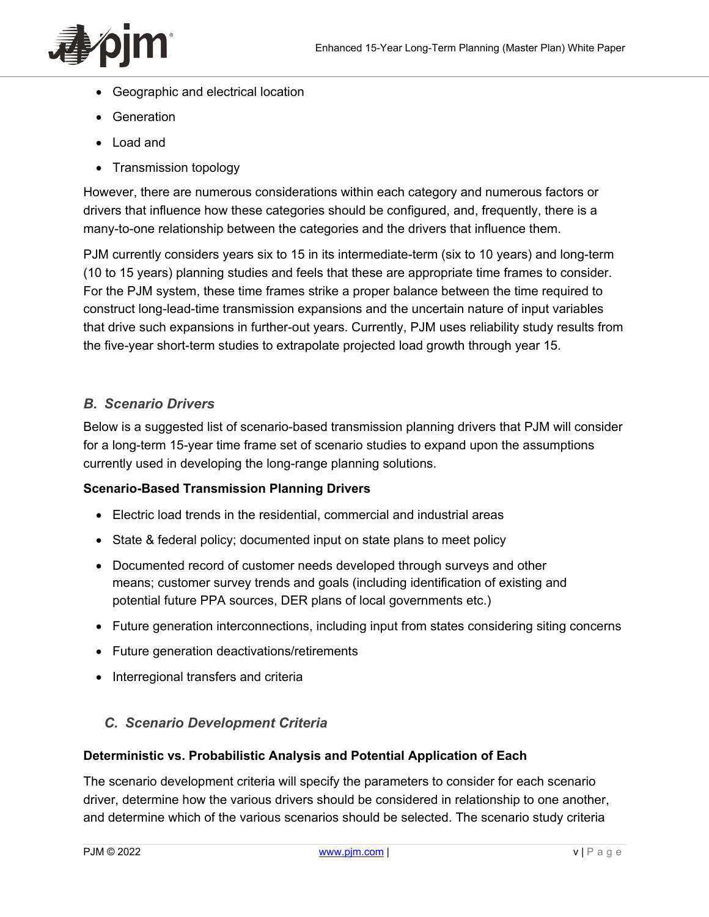- Geographic and electrical location
- Generation
- Load and
- Transmission topology

However, there are numerous considerations within each category and numerous factors or drivers that influence how these categories should be configured, and, frequently, there is a many-to-one relationship between the categories and the drivers that influence them.

PJM currently considers years six to 15 in its intermediate-term (six to 10 years) and long-term (10 to 15 years) planning studies and feels that these are appropriate time frames to consider. For the PJM system, these time frames strike a proper balance between the time required to construct long-lead-time transmission expansions and the uncertain nature of input variables that drive such expansions in further-out years. Currently, PJM uses reliability study results from the five-year short-term studies to extrapolate projected load growth through year 15.

## *B. Scenario Drivers*

Below is a suggested list of scenario-based transmission planning drivers that PJM will consider for a long-term 15-year time frame set of scenario studies to expand upon the assumptions currently used in developing the long-range planning solutions.

**Scenario-Based Transmission Planning Drivers**

- Electric load trends in the residential, commercial and industrial areas
- State & federal policy; documented input on state plans to meet policy
- Documented record of customer needs developed through surveys and other means; customer survey trends and goals (including identification of existing and potential future PPA sources, DER plans of local governments etc.)
- Future generation interconnections, including input from states considering siting concerns
- Future generation deactivations/retirements
- Interregional transfers and criteria

## *C. Scenario Development Criteria*

**Deterministic vs. Probabilistic Analysis and Potential Application of Each**

The scenario development criteria will specify the parameters to consider for each scenario driver, determine how the various drivers should be considered in relationship to one another, and determine which of the various scenarios should be selected. The scenario study criteria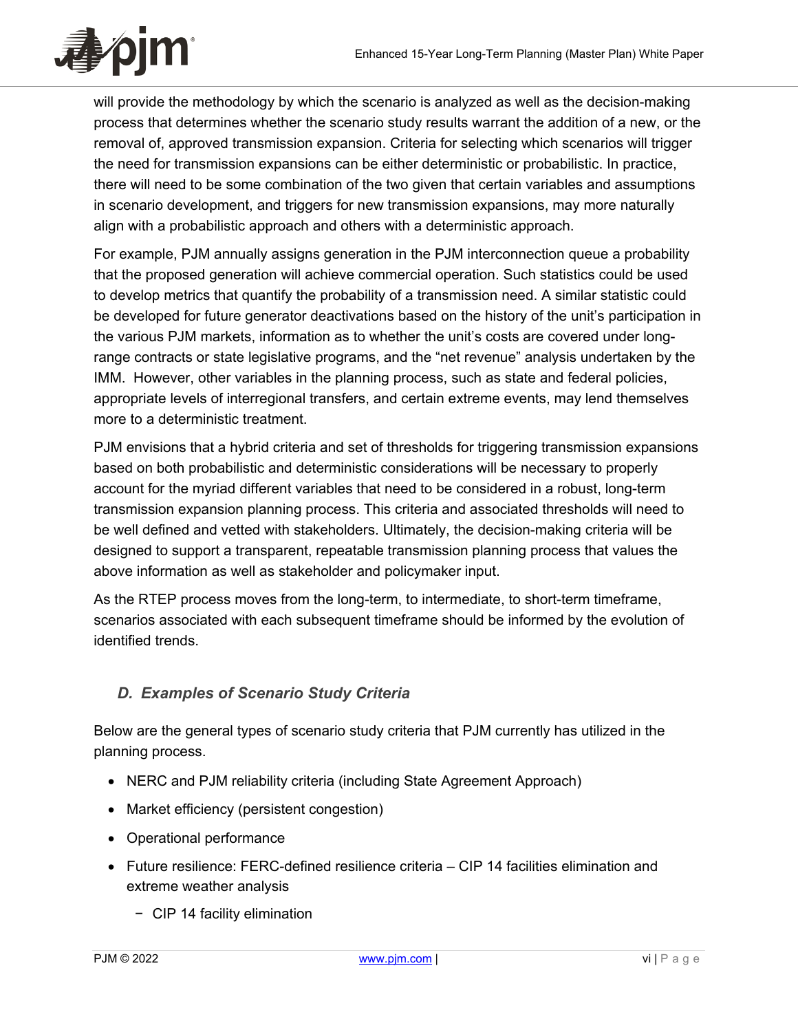will provide the methodology by which the scenario is analyzed as well as the decision-making process that determines whether the scenario study results warrant the addition of a new, or the removal of, approved transmission expansion. Criteria for selecting which scenarios will trigger the need for transmission expansions can be either deterministic or probabilistic. In practice, there will need to be some combination of the two given that certain variables and assumptions in scenario development, and triggers for new transmission expansions, may more naturally align with a probabilistic approach and others with a deterministic approach.

For example, PJM annually assigns generation in the PJM interconnection queue a probability that the proposed generation will achieve commercial operation. Such statistics could be used to develop metrics that quantify the probability of a transmission need. A similar statistic could be developed for future generator deactivations based on the history of the unit's participation in the various PJM markets, information as to whether the unit's costs are covered under long-range contracts or state legislative programs, and the "net revenue" analysis undertaken by the IMM. However, other variables in the planning process, such as state and federal policies, appropriate levels of interregional transfers, and certain extreme events, may lend themselves more to a deterministic treatment.

PJM envisions that a hybrid criteria and set of thresholds for triggering transmission expansions based on both probabilistic and deterministic considerations will be necessary to properly account for the myriad different variables that need to be considered in a robust, long-term transmission expansion planning process. This criteria and associated thresholds will need to be well defined and vetted with stakeholders. Ultimately, the decision-making criteria will be designed to support a transparent, repeatable transmission planning process that values the above information as well as stakeholder and policymaker input.

As the RTEP process moves from the long-term, to intermediate, to short-term timeframe, scenarios associated with each subsequent timeframe should be informed by the evolution of identified trends.

### *D. Examples of Scenario Study Criteria*

Below are the general types of scenario study criteria that PJM currently has utilized in the planning process.

- NERC and PJM reliability criteria (including State Agreement Approach)
- Market efficiency (persistent congestion)
- Operational performance
- Future resilience: FERC-defined resilience criteria – CIP 14 facilities elimination and extreme weather analysis
  - CIP 14 facility elimination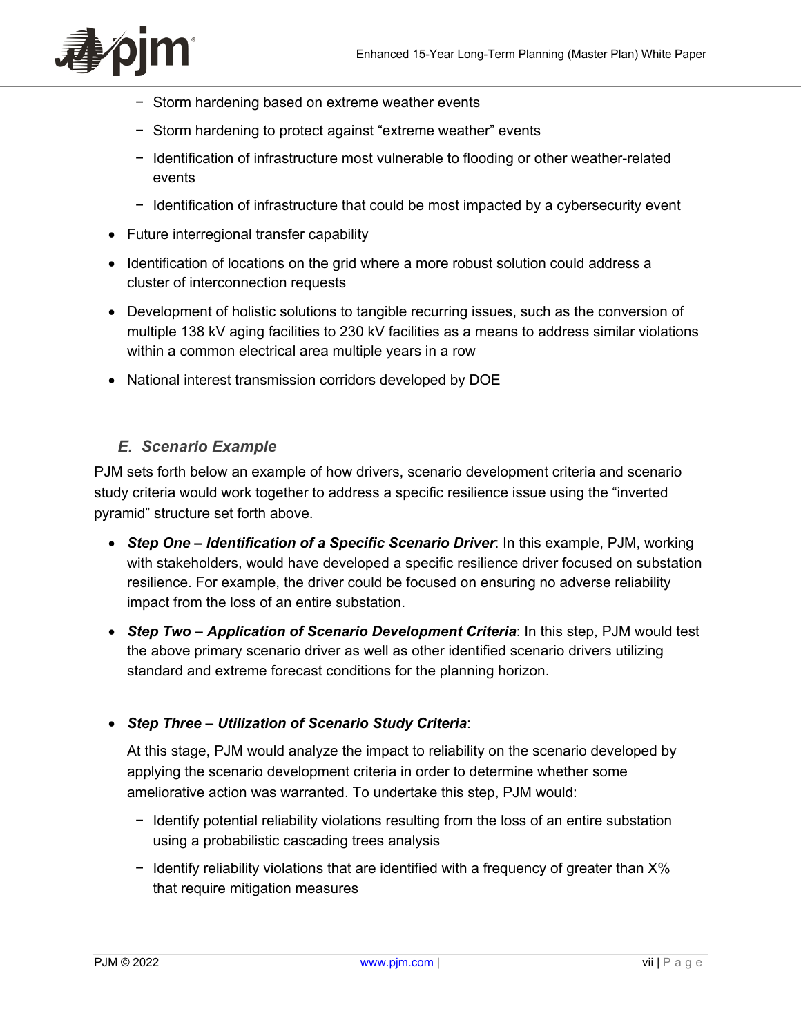- Storm hardening based on extreme weather events
    - Storm hardening to protect against “extreme weather” events
    - Identification of infrastructure most vulnerable to flooding or other weather-related events
    - Identification of infrastructure that could be most impacted by a cybersecurity event

- Future interregional transfer capability
- Identification of locations on the grid where a more robust solution could address a cluster of interconnection requests
- Development of holistic solutions to tangible recurring issues, such as the conversion of multiple 138 kV aging facilities to 230 kV facilities as a means to address similar violations within a common electrical area multiple years in a row
- National interest transmission corridors developed by DOE

### *E. Scenario Example*

PJM sets forth below an example of how drivers, scenario development criteria and scenario study criteria would work together to address a specific resilience issue using the “inverted pyramid” structure set forth above.

- ***Step One – Identification of a Specific Scenario Driver***: In this example, PJM, working with stakeholders, would have developed a specific resilience driver focused on substation resilience. For example, the driver could be focused on ensuring no adverse reliability impact from the loss of an entire substation.
- ***Step Two – Application of Scenario Development Criteria***: In this step, PJM would test the above primary scenario driver as well as other identified scenario drivers utilizing standard and extreme forecast conditions for the planning horizon.
- ***Step Three – Utilization of Scenario Study Criteria***:

  At this stage, PJM would analyze the impact to reliability on the scenario developed by applying the scenario development criteria in order to determine whether some ameliorative action was warranted. To undertake this step, PJM would:

    - Identify potential reliability violations resulting from the loss of an entire substation using a probabilistic cascading trees analysis
    - Identify reliability violations that are identified with a frequency of greater than X% that require mitigation measures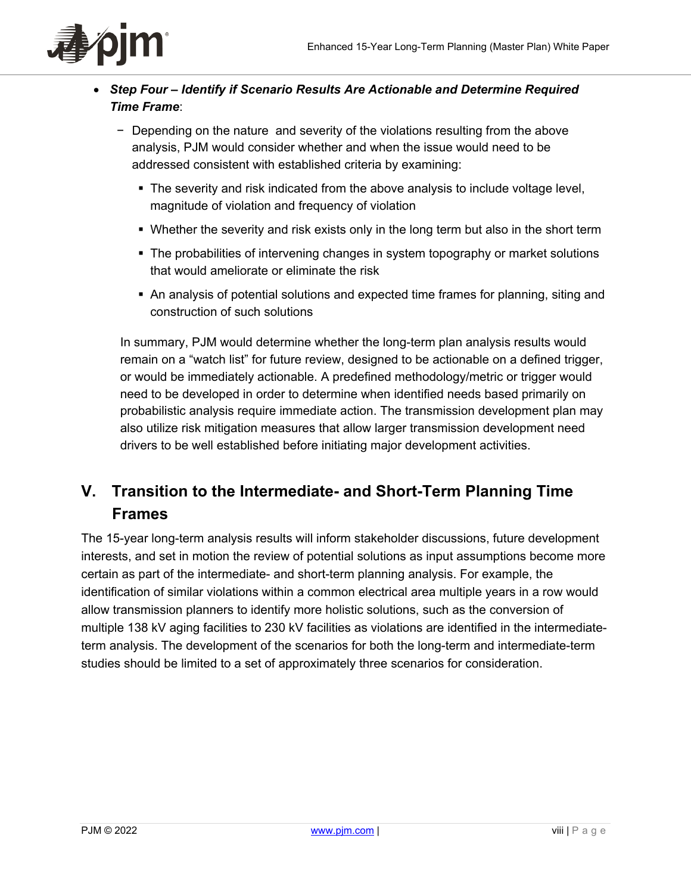- ***Step Four – Identify if Scenario Results Are Actionable and Determine Required Time Frame***:
  - Depending on the nature  and severity of the violations resulting from the above analysis, PJM would consider whether and when the issue would need to be addressed consistent with established criteria by examining:
    - The severity and risk indicated from the above analysis to include voltage level, magnitude of violation and frequency of violation
    - Whether the severity and risk exists only in the long term but also in the short term
    - The probabilities of intervening changes in system topography or market solutions that would ameliorate or eliminate the risk
    - An analysis of potential solutions and expected time frames for planning, siting and construction of such solutions

  In summary, PJM would determine whether the long-term plan analysis results would remain on a "watch list" for future review, designed to be actionable on a defined trigger, or would be immediately actionable. A predefined methodology/metric or trigger would need to be developed in order to determine when identified needs based primarily on probabilistic analysis require immediate action. The transmission development plan may also utilize risk mitigation measures that allow larger transmission development need drivers to be well established before initiating major development activities.

## V. Transition to the Intermediate- and Short-Term Planning Time Frames

The 15-year long-term analysis results will inform stakeholder discussions, future development interests, and set in motion the review of potential solutions as input assumptions become more certain as part of the intermediate- and short-term planning analysis. For example, the identification of similar violations within a common electrical area multiple years in a row would allow transmission planners to identify more holistic solutions, such as the conversion of multiple 138 kV aging facilities to 230 kV facilities as violations are identified in the intermediate-term analysis. The development of the scenarios for both the long-term and intermediate-term studies should be limited to a set of approximately three scenarios for consideration.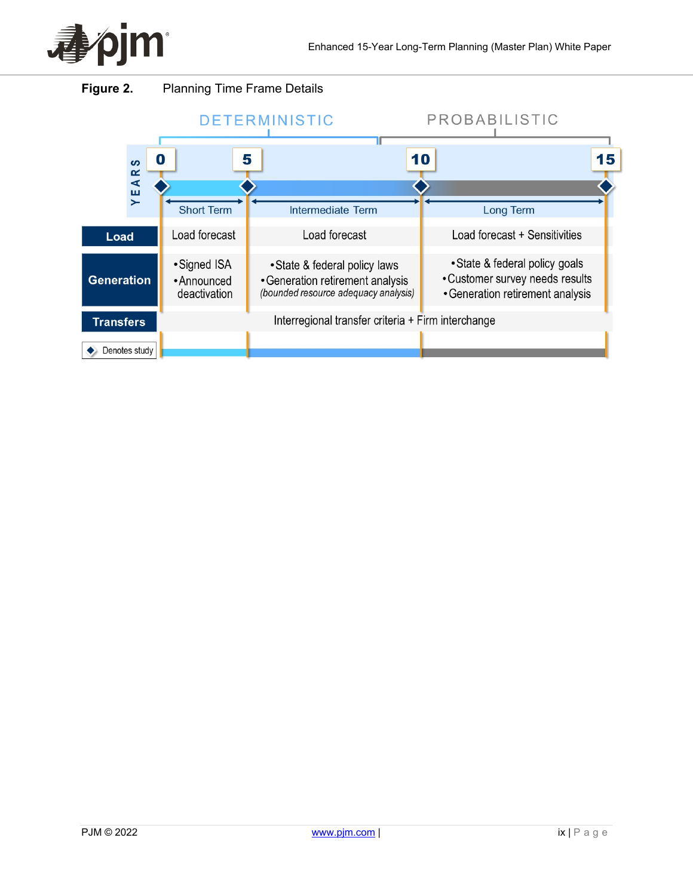**Figure 2.** Planning Time Frame Details

| | DETERMINISTIC | | PROBABILISTIC |
|---|---|---|---|
| **YEARS** | 0–5 | 5–10 | 10–15 |
| | Short Term | Intermediate Term | Long Term |
| **Load** | Load forecast | Load forecast | Load forecast + Sensitivities |
| **Generation** | • Signed ISA<br>• Announced deactivation | • State & federal policy laws<br>• Generation retirement analysis<br>*(bounded resource adequacy analysis)* | • State & federal policy goals<br>• Customer survey needs results<br>• Generation retirement analysis |
| **Transfers** | Interregional transfer criteria + Firm interchange | | |

◆ Denotes study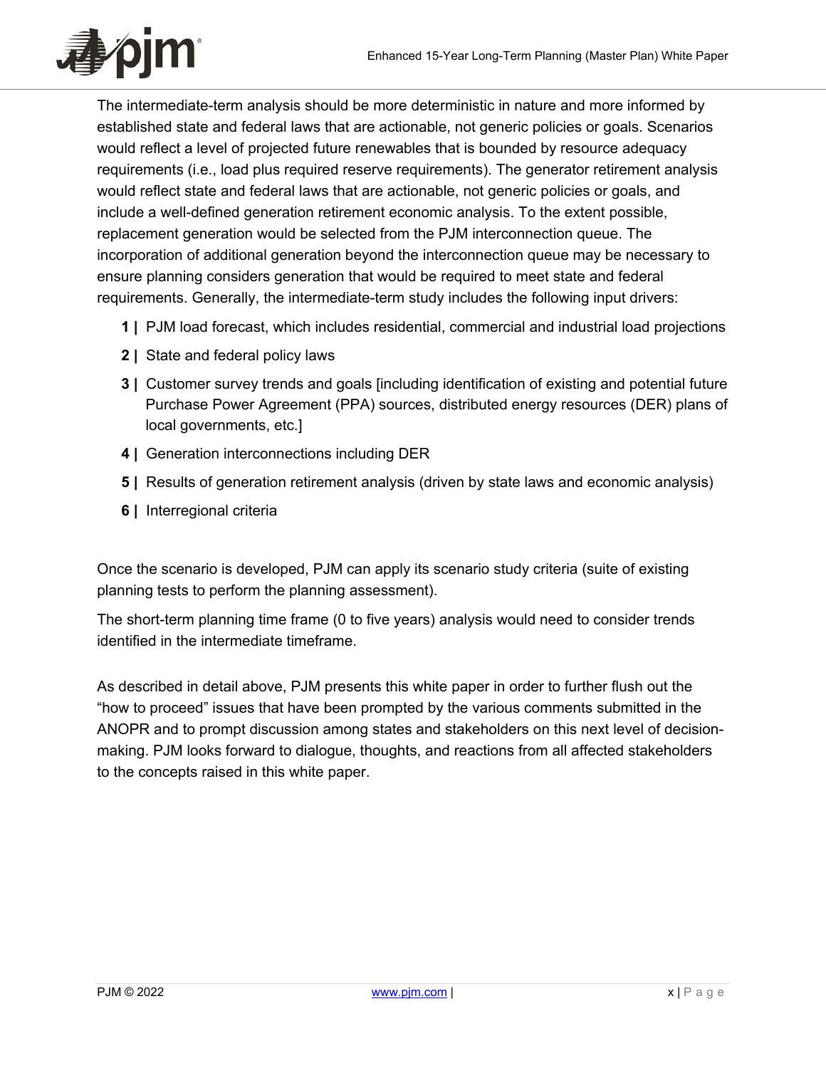The intermediate-term analysis should be more deterministic in nature and more informed by established state and federal laws that are actionable, not generic policies or goals. Scenarios would reflect a level of projected future renewables that is bounded by resource adequacy requirements (i.e., load plus required reserve requirements). The generator retirement analysis would reflect state and federal laws that are actionable, not generic policies or goals, and include a well-defined generation retirement economic analysis. To the extent possible, replacement generation would be selected from the PJM interconnection queue. The incorporation of additional generation beyond the interconnection queue may be necessary to ensure planning considers generation that would be required to meet state and federal requirements. Generally, the intermediate-term study includes the following input drivers:

1 | PJM load forecast, which includes residential, commercial and industrial load projections

2 | State and federal policy laws

3 | Customer survey trends and goals [including identification of existing and potential future Purchase Power Agreement (PPA) sources, distributed energy resources (DER) plans of local governments, etc.]

4 | Generation interconnections including DER

5 | Results of generation retirement analysis (driven by state laws and economic analysis)

6 | Interregional criteria

Once the scenario is developed, PJM can apply its scenario study criteria (suite of existing planning tests to perform the planning assessment).

The short-term planning time frame (0 to five years) analysis would need to consider trends identified in the intermediate timeframe.

As described in detail above, PJM presents this white paper in order to further flush out the "how to proceed" issues that have been prompted by the various comments submitted in the ANOPR and to prompt discussion among states and stakeholders on this next level of decision-making. PJM looks forward to dialogue, thoughts, and reactions from all affected stakeholders to the concepts raised in this white paper.